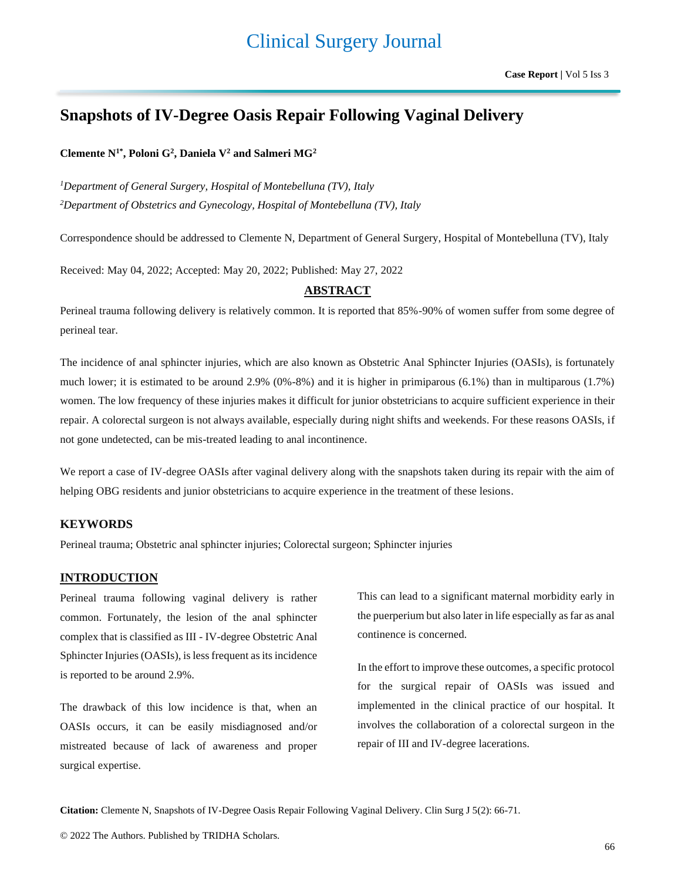# Snapshots of IV-Degree Oasis Repair Following Vaginal Delivery

**Clemente N[1*], Poloni G[2], Daniela V[2] and Salmeri MG[2]**

*[1]Department of General Surgery, Hospital of Montebelluna (TV), Italy*
*[2]Department of Obstetrics and Gynecology, Hospital of Montebelluna (TV), Italy*

Correspondence should be addressed to Clemente N, Department of General Surgery, Hospital of Montebelluna (TV), Italy

Received: May 04, 2022; Accepted: May 20, 2022; Published: May 27, 2022

## ABSTRACT

Perineal trauma following delivery is relatively common. It is reported that 85%-90% of women suffer from some degree of perineal tear.

The incidence of anal sphincter injuries, which are also known as Obstetric Anal Sphincter Injuries (OASIs), is fortunately much lower; it is estimated to be around 2.9% (0%-8%) and it is higher in primiparous (6.1%) than in multiparous (1.7%) women. The low frequency of these injuries makes it difficult for junior obstetricians to acquire sufficient experience in their repair. A colorectal surgeon is not always available, especially during night shifts and weekends. For these reasons OASIs, if not gone undetected, can be mis-treated leading to anal incontinence.

We report a case of IV-degree OASIs after vaginal delivery along with the snapshots taken during its repair with the aim of helping OBG residents and junior obstetricians to acquire experience in the treatment of these lesions.

## KEYWORDS

Perineal trauma; Obstetric anal sphincter injuries; Colorectal surgeon; Sphincter injuries

## INTRODUCTION

Perineal trauma following vaginal delivery is rather common. Fortunately, the lesion of the anal sphincter complex that is classified as III - IV-degree Obstetric Anal Sphincter Injuries (OASIs), is less frequent as its incidence is reported to be around 2.9%.

The drawback of this low incidence is that, when an OASIs occurs, it can be easily misdiagnosed and/or mistreated because of lack of awareness and proper surgical expertise.

This can lead to a significant maternal morbidity early in the puerperium but also later in life especially as far as anal continence is concerned.

In the effort to improve these outcomes, a specific protocol for the surgical repair of OASIs was issued and implemented in the clinical practice of our hospital. It involves the collaboration of a colorectal surgeon in the repair of III and IV-degree lacerations.

**Citation:** Clemente N, Snapshots of IV-Degree Oasis Repair Following Vaginal Delivery. Clin Surg J 5(2): 66-71.

© 2022 The Authors. Published by TRIDHA Scholars.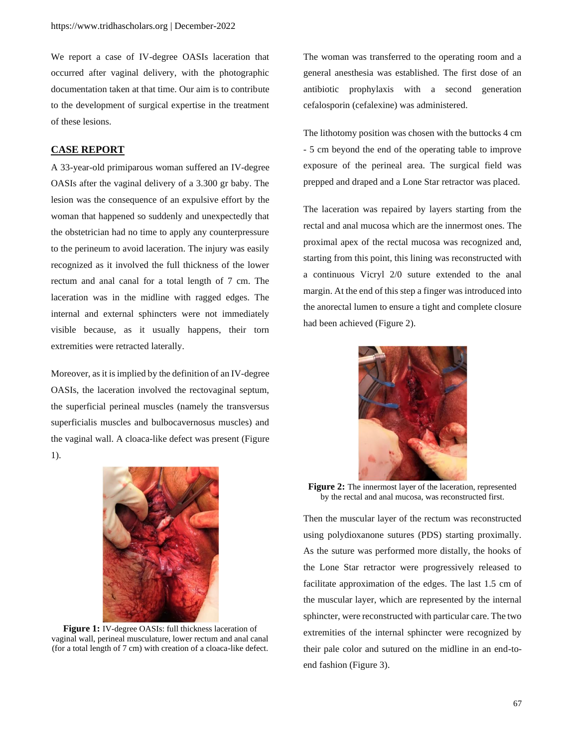We report a case of IV-degree OASIs laceration that occurred after vaginal delivery, with the photographic documentation taken at that time. Our aim is to contribute to the development of surgical expertise in the treatment of these lesions.

## CASE REPORT

A 33-year-old primiparous woman suffered an IV-degree OASIs after the vaginal delivery of a 3.300 gr baby. The lesion was the consequence of an expulsive effort by the woman that happened so suddenly and unexpectedly that the obstetrician had no time to apply any counterpressure to the perineum to avoid laceration. The injury was easily recognized as it involved the full thickness of the lower rectum and anal canal for a total length of 7 cm. The laceration was in the midline with ragged edges. The internal and external sphincters were not immediately visible because, as it usually happens, their torn extremities were retracted laterally.

Moreover, as it is implied by the definition of an IV-degree OASIs, the laceration involved the rectovaginal septum, the superficial perineal muscles (namely the transversus superficialis muscles and bulbocavernosus muscles) and the vaginal wall. A cloaca-like defect was present (Figure 1).

**Figure 1:** IV-degree OASIs: full thickness laceration of vaginal wall, perineal musculature, lower rectum and anal canal (for a total length of 7 cm) with creation of a cloaca-like defect.

The woman was transferred to the operating room and a general anesthesia was established. The first dose of an antibiotic prophylaxis with a second generation cefalosporin (cefalexine) was administered.

The lithotomy position was chosen with the buttocks 4 cm - 5 cm beyond the end of the operating table to improve exposure of the perineal area. The surgical field was prepped and draped and a Lone Star retractor was placed.

The laceration was repaired by layers starting from the rectal and anal mucosa which are the innermost ones. The proximal apex of the rectal mucosa was recognized and, starting from this point, this lining was reconstructed with a continuous Vicryl 2/0 suture extended to the anal margin. At the end of this step a finger was introduced into the anorectal lumen to ensure a tight and complete closure had been achieved (Figure 2).

**Figure 2:** The innermost layer of the laceration, represented by the rectal and anal mucosa, was reconstructed first.

Then the muscular layer of the rectum was reconstructed using polydioxanone sutures (PDS) starting proximally. As the suture was performed more distally, the hooks of the Lone Star retractor were progressively released to facilitate approximation of the edges. The last 1.5 cm of the muscular layer, which are represented by the internal sphincter, were reconstructed with particular care. The two extremities of the internal sphincter were recognized by their pale color and sutured on the midline in an end-to-end fashion (Figure 3).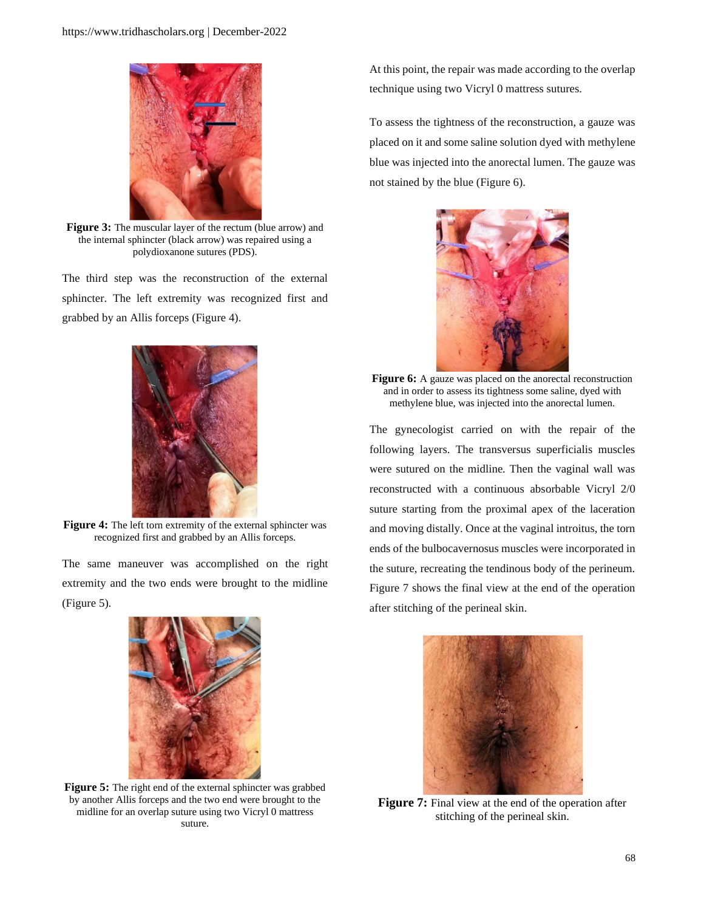**Figure 3:** The muscular layer of the rectum (blue arrow) and the internal sphincter (black arrow) was repaired using a polydioxanone sutures (PDS).

The third step was the reconstruction of the external sphincter. The left extremity was recognized first and grabbed by an Allis forceps (Figure 4).

**Figure 4:** The left torn extremity of the external sphincter was recognized first and grabbed by an Allis forceps.

The same maneuver was accomplished on the right extremity and the two ends were brought to the midline (Figure 5).

**Figure 5:** The right end of the external sphincter was grabbed by another Allis forceps and the two end were brought to the midline for an overlap suture using two Vicryl 0 mattress suture.

At this point, the repair was made according to the overlap technique using two Vicryl 0 mattress sutures.

To assess the tightness of the reconstruction, a gauze was placed on it and some saline solution dyed with methylene blue was injected into the anorectal lumen. The gauze was not stained by the blue (Figure 6).

**Figure 6:** A gauze was placed on the anorectal reconstruction and in order to assess its tightness some saline, dyed with methylene blue, was injected into the anorectal lumen.

The gynecologist carried on with the repair of the following layers. The transversus superficialis muscles were sutured on the midline. Then the vaginal wall was reconstructed with a continuous absorbable Vicryl 2/0 suture starting from the proximal apex of the laceration and moving distally. Once at the vaginal introitus, the torn ends of the bulbocavernosus muscles were incorporated in the suture, recreating the tendinous body of the perineum. Figure 7 shows the final view at the end of the operation after stitching of the perineal skin.

**Figure 7:** Final view at the end of the operation after stitching of the perineal skin.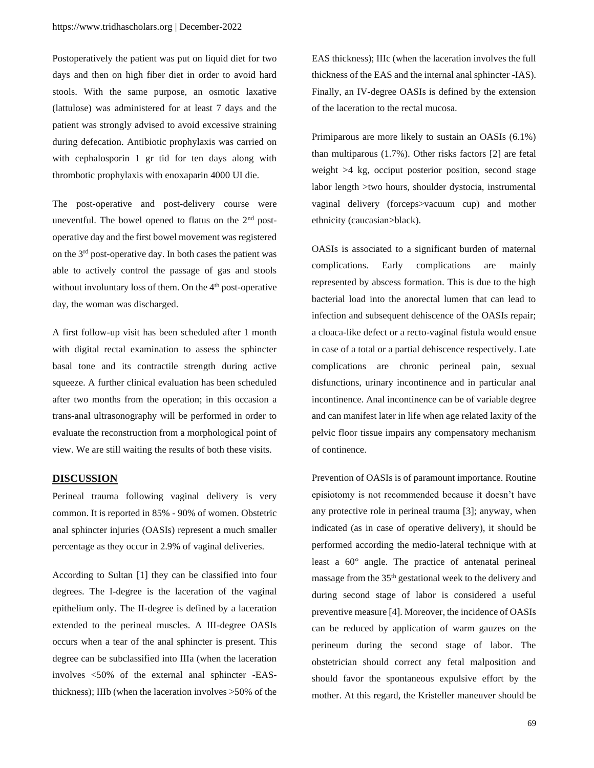Postoperatively the patient was put on liquid diet for two days and then on high fiber diet in order to avoid hard stools. With the same purpose, an osmotic laxative (lattulose) was administered for at least 7 days and the patient was strongly advised to avoid excessive straining during defecation. Antibiotic prophylaxis was carried on with cephalosporin 1 gr tid for ten days along with thrombotic prophylaxis with enoxaparin 4000 UI die.

The post-operative and post-delivery course were uneventful. The bowel opened to flatus on the 2nd post-operative day and the first bowel movement was registered on the 3rd post-operative day. In both cases the patient was able to actively control the passage of gas and stools without involuntary loss of them. On the 4th post-operative day, the woman was discharged.

A first follow-up visit has been scheduled after 1 month with digital rectal examination to assess the sphincter basal tone and its contractile strength during active squeeze. A further clinical evaluation has been scheduled after two months from the operation; in this occasion a trans-anal ultrasonography will be performed in order to evaluate the reconstruction from a morphological point of view. We are still waiting the results of both these visits.

## DISCUSSION

Perineal trauma following vaginal delivery is very common. It is reported in 85% - 90% of women. Obstetric anal sphincter injuries (OASIs) represent a much smaller percentage as they occur in 2.9% of vaginal deliveries.

According to Sultan [1] they can be classified into four degrees. The I-degree is the laceration of the vaginal epithelium only. The II-degree is defined by a laceration extended to the perineal muscles. A III-degree OASIs occurs when a tear of the anal sphincter is present. This degree can be subclassified into IIIa (when the laceration involves <50% of the external anal sphincter -EAS- thickness); IIIb (when the laceration involves >50% of the EAS thickness); IIIc (when the laceration involves the full thickness of the EAS and the internal anal sphincter -IAS). Finally, an IV-degree OASIs is defined by the extension of the laceration to the rectal mucosa.

Primiparous are more likely to sustain an OASIs (6.1%) than multiparous (1.7%). Other risks factors [2] are fetal weight >4 kg, occiput posterior position, second stage labor length >two hours, shoulder dystocia, instrumental vaginal delivery (forceps>vacuum cup) and mother ethnicity (caucasian>black).

OASIs is associated to a significant burden of maternal complications. Early complications are mainly represented by abscess formation. This is due to the high bacterial load into the anorectal lumen that can lead to infection and subsequent dehiscence of the OASIs repair; a cloaca-like defect or a recto-vaginal fistula would ensue in case of a total or a partial dehiscence respectively. Late complications are chronic perineal pain, sexual disfunctions, urinary incontinence and in particular anal incontinence. Anal incontinence can be of variable degree and can manifest later in life when age related laxity of the pelvic floor tissue impairs any compensatory mechanism of continence.

Prevention of OASIs is of paramount importance. Routine episiotomy is not recommended because it doesn't have any protective role in perineal trauma [3]; anyway, when indicated (as in case of operative delivery), it should be performed according the medio-lateral technique with at least a 60° angle. The practice of antenatal perineal massage from the 35th gestational week to the delivery and during second stage of labor is considered a useful preventive measure [4]. Moreover, the incidence of OASIs can be reduced by application of warm gauzes on the perineum during the second stage of labor. The obstetrician should correct any fetal malposition and should favor the spontaneous expulsive effort by the mother. At this regard, the Kristeller maneuver should be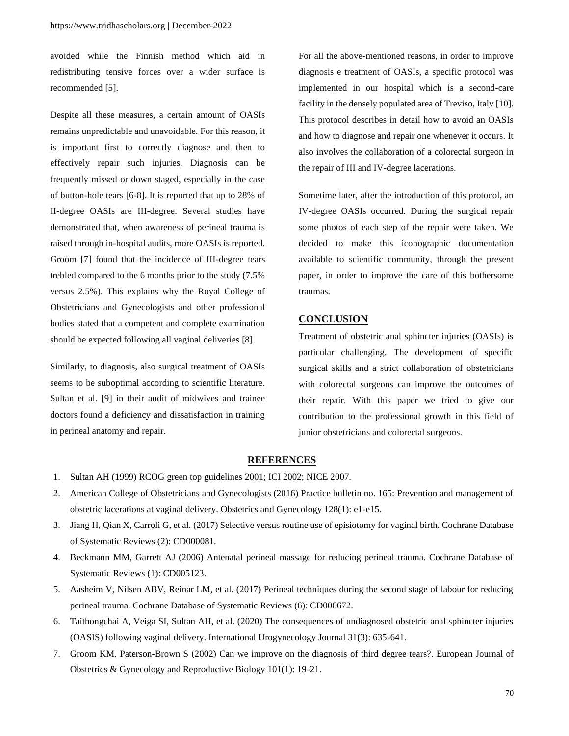avoided while the Finnish method which aid in redistributing tensive forces over a wider surface is recommended [5].

Despite all these measures, a certain amount of OASIs remains unpredictable and unavoidable. For this reason, it is important first to correctly diagnose and then to effectively repair such injuries. Diagnosis can be frequently missed or down staged, especially in the case of button-hole tears [6-8]. It is reported that up to 28% of II-degree OASIs are III-degree. Several studies have demonstrated that, when awareness of perineal trauma is raised through in-hospital audits, more OASIs is reported. Groom [7] found that the incidence of III-degree tears trebled compared to the 6 months prior to the study (7.5% versus 2.5%). This explains why the Royal College of Obstetricians and Gynecologists and other professional bodies stated that a competent and complete examination should be expected following all vaginal deliveries [8].

Similarly, to diagnosis, also surgical treatment of OASIs seems to be suboptimal according to scientific literature. Sultan et al. [9] in their audit of midwives and trainee doctors found a deficiency and dissatisfaction in training in perineal anatomy and repair.

For all the above-mentioned reasons, in order to improve diagnosis e treatment of OASIs, a specific protocol was implemented in our hospital which is a second-care facility in the densely populated area of Treviso, Italy [10]. This protocol describes in detail how to avoid an OASIs and how to diagnose and repair one whenever it occurs. It also involves the collaboration of a colorectal surgeon in the repair of III and IV-degree lacerations.

Sometime later, after the introduction of this protocol, an IV-degree OASIs occurred. During the surgical repair some photos of each step of the repair were taken. We decided to make this iconographic documentation available to scientific community, through the present paper, in order to improve the care of this bothersome traumas.

## CONCLUSION

Treatment of obstetric anal sphincter injuries (OASIs) is particular challenging. The development of specific surgical skills and a strict collaboration of obstetricians with colorectal surgeons can improve the outcomes of their repair. With this paper we tried to give our contribution to the professional growth in this field of junior obstetricians and colorectal surgeons.

## REFERENCES

1. Sultan AH (1999) RCOG green top guidelines 2001; ICI 2002; NICE 2007.
2. American College of Obstetricians and Gynecologists (2016) Practice bulletin no. 165: Prevention and management of obstetric lacerations at vaginal delivery. Obstetrics and Gynecology 128(1): e1-e15.
3. Jiang H, Qian X, Carroli G, et al. (2017) Selective versus routine use of episiotomy for vaginal birth. Cochrane Database of Systematic Reviews (2): CD000081.
4. Beckmann MM, Garrett AJ (2006) Antenatal perineal massage for reducing perineal trauma. Cochrane Database of Systematic Reviews (1): CD005123.
5. Aasheim V, Nilsen ABV, Reinar LM, et al. (2017) Perineal techniques during the second stage of labour for reducing perineal trauma. Cochrane Database of Systematic Reviews (6): CD006672.
6. Taithongchai A, Veiga SI, Sultan AH, et al. (2020) The consequences of undiagnosed obstetric anal sphincter injuries (OASIS) following vaginal delivery. International Urogynecology Journal 31(3): 635-641.
7. Groom KM, Paterson-Brown S (2002) Can we improve on the diagnosis of third degree tears?. European Journal of Obstetrics & Gynecology and Reproductive Biology 101(1): 19-21.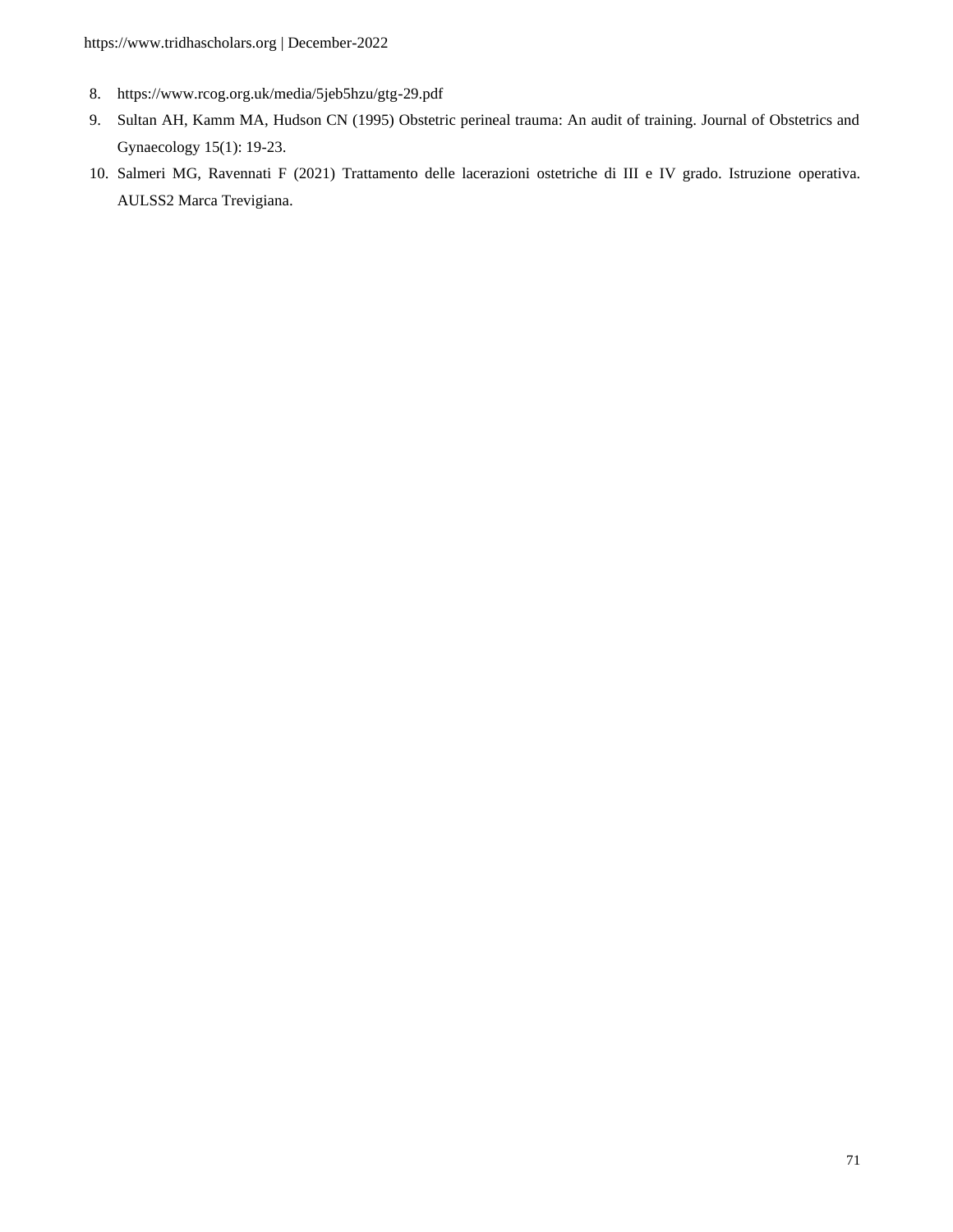8. https://www.rcog.org.uk/media/5jeb5hzu/gtg-29.pdf
9. Sultan AH, Kamm MA, Hudson CN (1995) Obstetric perineal trauma: An audit of training. Journal of Obstetrics and Gynaecology 15(1): 19-23.
10. Salmeri MG, Ravennati F (2021) Trattamento delle lacerazioni ostetriche di III e IV grado. Istruzione operativa. AULSS2 Marca Trevigiana.